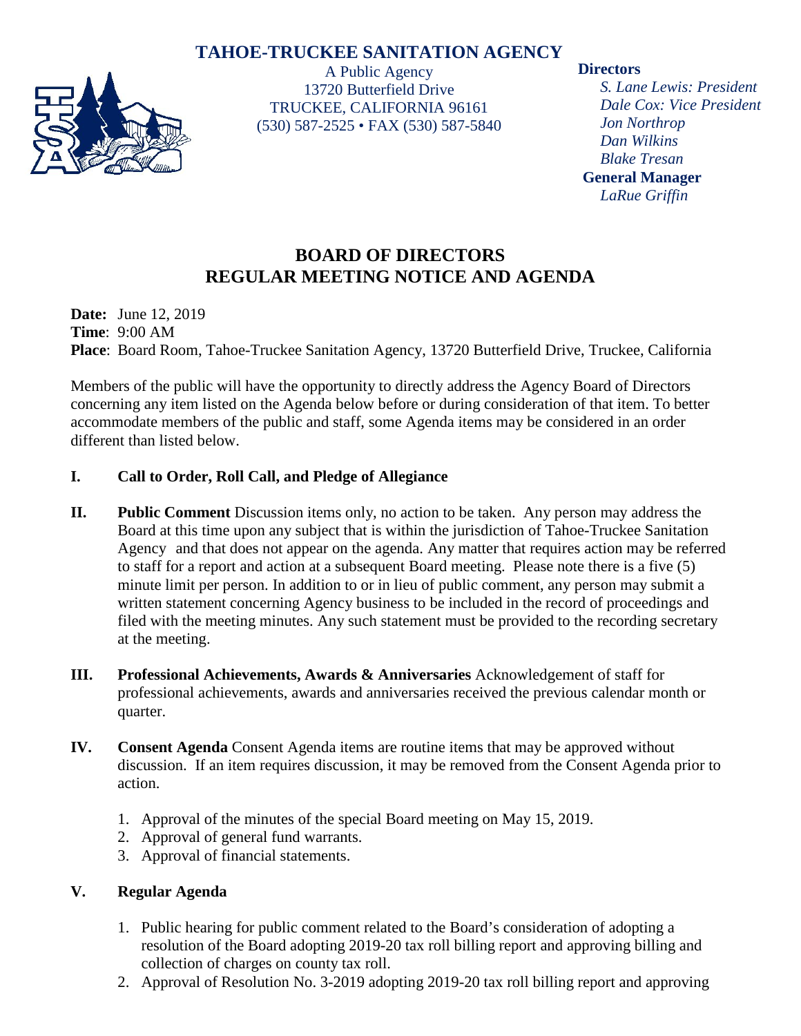# TAHOE-TRUCKEE SANITATION AGENCY

A Public Agency
13720 Butterfield Drive
TRUCKEE, CALIFORNIA 96161
(530) 587-2525 • FAX (530) 587-5840

**Directors**
*S. Lane Lewis: President*
*Dale Cox: Vice President*
*Jon Northrop*
*Dan Wilkins*
*Blake Tresan*

**General Manager**
*LaRue Griffin*

## BOARD OF DIRECTORS
## REGULAR MEETING NOTICE AND AGENDA

**Date:** June 12, 2019
**Time**: 9:00 AM
**Place**: Board Room, Tahoe-Truckee Sanitation Agency, 13720 Butterfield Drive, Truckee, California

Members of the public will have the opportunity to directly address the Agency Board of Directors concerning any item listed on the Agenda below before or during consideration of that item. To better accommodate members of the public and staff, some Agenda items may be considered in an order different than listed below.

**I. Call to Order, Roll Call, and Pledge of Allegiance**

**II. Public Comment** Discussion items only, no action to be taken. Any person may address the Board at this time upon any subject that is within the jurisdiction of Tahoe-Truckee Sanitation Agency and that does not appear on the agenda. Any matter that requires action may be referred to staff for a report and action at a subsequent Board meeting. Please note there is a five (5) minute limit per person. In addition to or in lieu of public comment, any person may submit a written statement concerning Agency business to be included in the record of proceedings and filed with the meeting minutes. Any such statement must be provided to the recording secretary at the meeting.

**III. Professional Achievements, Awards & Anniversaries** Acknowledgement of staff for professional achievements, awards and anniversaries received the previous calendar month or quarter.

**IV. Consent Agenda** Consent Agenda items are routine items that may be approved without discussion. If an item requires discussion, it may be removed from the Consent Agenda prior to action.

1. Approval of the minutes of the special Board meeting on May 15, 2019.
2. Approval of general fund warrants.
3. Approval of financial statements.

**V. Regular Agenda**

1. Public hearing for public comment related to the Board's consideration of adopting a resolution of the Board adopting 2019-20 tax roll billing report and approving billing and collection of charges on county tax roll.
2. Approval of Resolution No. 3-2019 adopting 2019-20 tax roll billing report and approving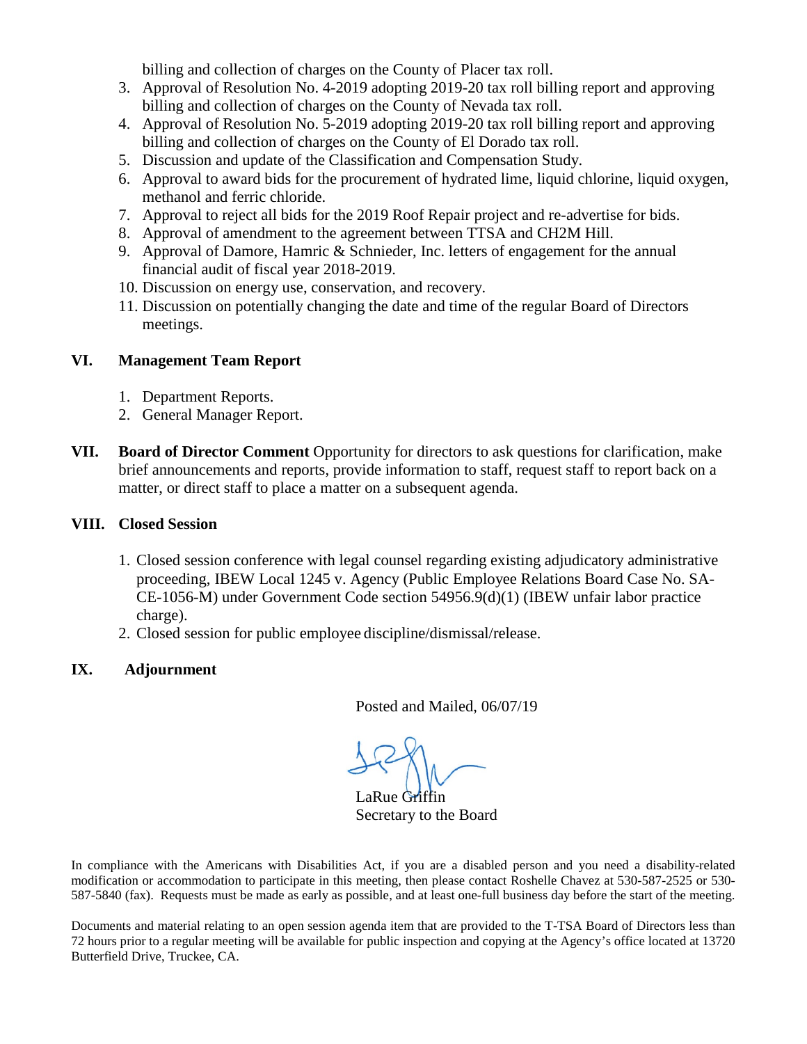billing and collection of charges on the County of Placer tax roll.

3. Approval of Resolution No. 4-2019 adopting 2019-20 tax roll billing report and approving billing and collection of charges on the County of Nevada tax roll.
4. Approval of Resolution No. 5-2019 adopting 2019-20 tax roll billing report and approving billing and collection of charges on the County of El Dorado tax roll.
5. Discussion and update of the Classification and Compensation Study.
6. Approval to award bids for the procurement of hydrated lime, liquid chlorine, liquid oxygen, methanol and ferric chloride.
7. Approval to reject all bids for the 2019 Roof Repair project and re-advertise for bids.
8. Approval of amendment to the agreement between TTSA and CH2M Hill.
9. Approval of Damore, Hamric & Schnieder, Inc. letters of engagement for the annual financial audit of fiscal year 2018-2019.
10. Discussion on energy use, conservation, and recovery.
11. Discussion on potentially changing the date and time of the regular Board of Directors meetings.

**VI. Management Team Report**

1. Department Reports.
2. General Manager Report.

**VII. Board of Director Comment** Opportunity for directors to ask questions for clarification, make brief announcements and reports, provide information to staff, request staff to report back on a matter, or direct staff to place a matter on a subsequent agenda.

**VIII. Closed Session**

1. Closed session conference with legal counsel regarding existing adjudicatory administrative proceeding, IBEW Local 1245 v. Agency (Public Employee Relations Board Case No. SA-CE-1056-M) under Government Code section 54956.9(d)(1) (IBEW unfair labor practice charge).
2. Closed session for public employee discipline/dismissal/release.

**IX. Adjournment**

Posted and Mailed, 06/07/19

LaRue Griffin
Secretary to the Board

In compliance with the Americans with Disabilities Act, if you are a disabled person and you need a disability-related modification or accommodation to participate in this meeting, then please contact Roshelle Chavez at 530-587-2525 or 530-587-5840 (fax). Requests must be made as early as possible, and at least one-full business day before the start of the meeting.

Documents and material relating to an open session agenda item that are provided to the T-TSA Board of Directors less than 72 hours prior to a regular meeting will be available for public inspection and copying at the Agency's office located at 13720 Butterfield Drive, Truckee, CA.